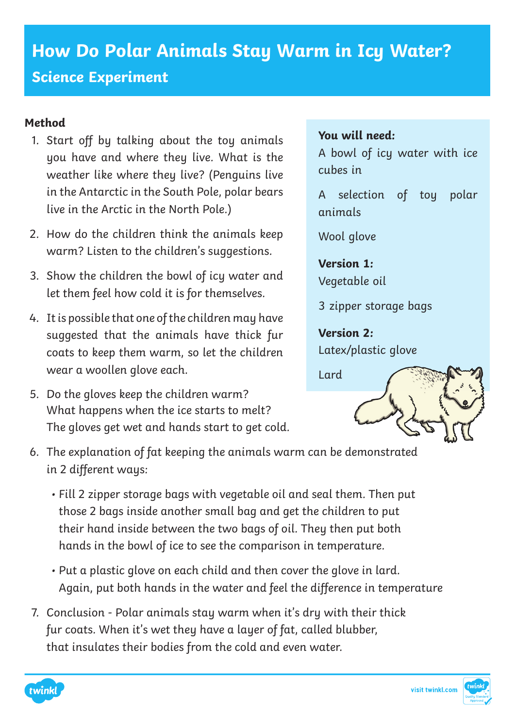# How Do Polar Animals Stay Warm in Icy Water?

## Science Experiment

**You will need:**

A bowl of icy water with ice cubes in

A selection of toy polar animals

Wool glove

**Version 1:**

Vegetable oil

3 zipper storage bags

**Version 2:**

Latex/plastic glove

Lard

**Method**

1. Start off by talking about the toy animals you have and where they live. What is the weather like where they live? (Penguins live in the Antarctic in the South Pole, polar bears live in the Arctic in the North Pole.)
2. How do the children think the animals keep warm? Listen to the children's suggestions.
3. Show the children the bowl of icy water and let them feel how cold it is for themselves.
4. It is possible that one of the children may have suggested that the animals have thick fur coats to keep them warm, so let the children wear a woollen glove each.
5. Do the gloves keep the children warm? What happens when the ice starts to melt? The gloves get wet and hands start to get cold.
6. The explanation of fat keeping the animals warm can be demonstrated in 2 different ways:
   - Fill 2 zipper storage bags with vegetable oil and seal them. Then put those 2 bags inside another small bag and get the children to put their hand inside between the two bags of oil. They then put both hands in the bowl of ice to see the comparison in temperature.
   - Put a plastic glove on each child and then cover the glove in lard. Again, put both hands in the water and feel the difference in temperature
7. Conclusion - Polar animals stay warm when it's dry with their thick fur coats. When it's wet they have a layer of fat, called blubber, that insulates their bodies from the cold and even water.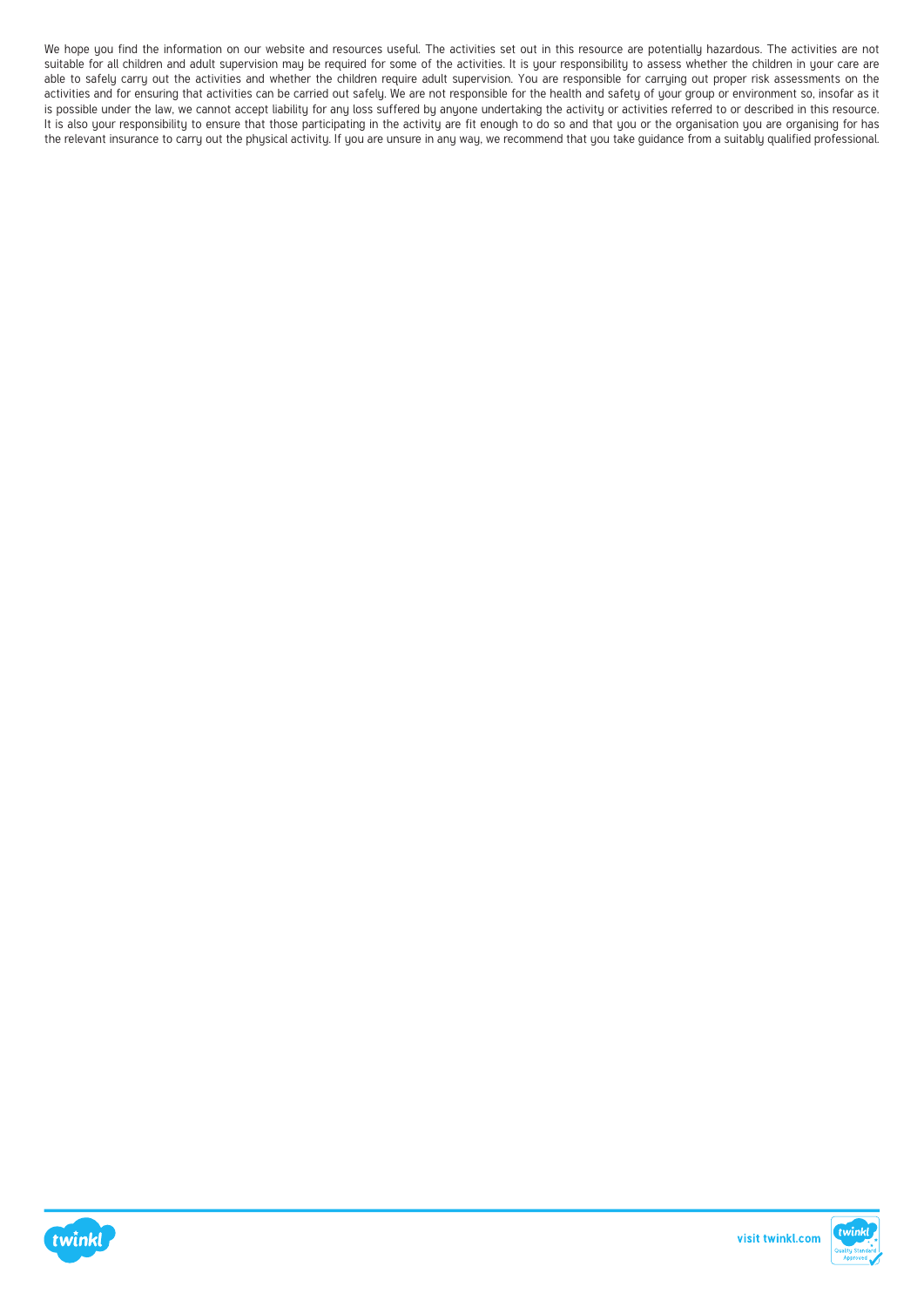We hope you find the information on our website and resources useful. The activities set out in this resource are potentially hazardous. The activities are not suitable for all children and adult supervision may be required for some of the activities. It is your responsibility to assess whether the children in your care are able to safely carry out the activities and whether the children require adult supervision. You are responsible for carrying out proper risk assessments on the activities and for ensuring that activities can be carried out safely. We are not responsible for the health and safety of your group or environment so, insofar as it is possible under the law, we cannot accept liability for any loss suffered by anyone undertaking the activity or activities referred to or described in this resource. It is also your responsibility to ensure that those participating in the activity are fit enough to do so and that you or the organisation you are organising for has the relevant insurance to carry out the physical activity. If you are unsure in any way, we recommend that you take guidance from a suitably qualified professional.